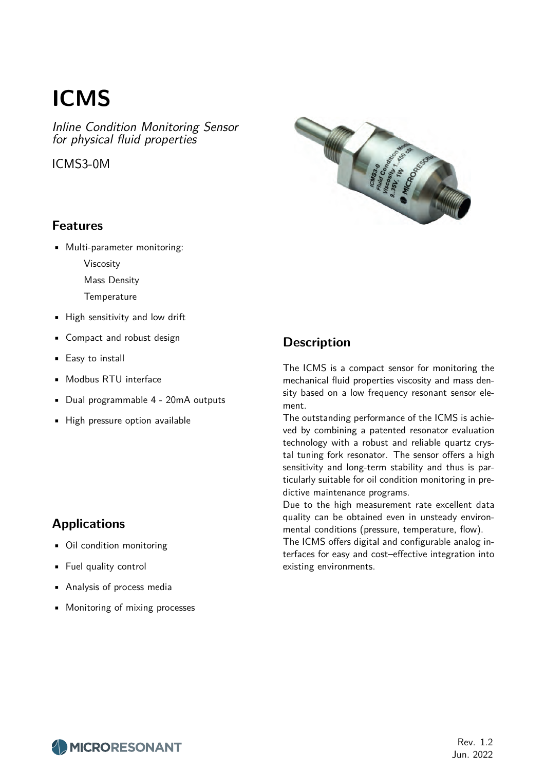# ICMS

*Inline Condition Monitoring Sensor for physical fluid properties*

ICMS3-0M

## Features

- Multi-parameter monitoring:
  - Viscosity
  - Mass Density
  - Temperature
- High sensitivity and low drift
- Compact and robust design
- Easy to install
- Modbus RTU interface
- Dual programmable 4 - 20mA outputs
- High pressure option available

## Applications

- Oil condition monitoring
- Fuel quality control
- Analysis of process media
- Monitoring of mixing processes

## Description

The ICMS is a compact sensor for monitoring the mechanical fluid properties viscosity and mass density based on a low frequency resonant sensor element.

The outstanding performance of the ICMS is achieved by combining a patented resonator evaluation technology with a robust and reliable quartz crystal tuning fork resonator. The sensor offers a high sensitivity and long-term stability and thus is particularly suitable for oil condition monitoring in predictive maintenance programs.

Due to the high measurement rate excellent data quality can be obtained even in unsteady environmental conditions (pressure, temperature, flow).

The ICMS offers digital and configurable analog interfaces for easy and cost–effective integration into existing environments.

MICRORESONANT

Rev. 1.2
Jun. 2022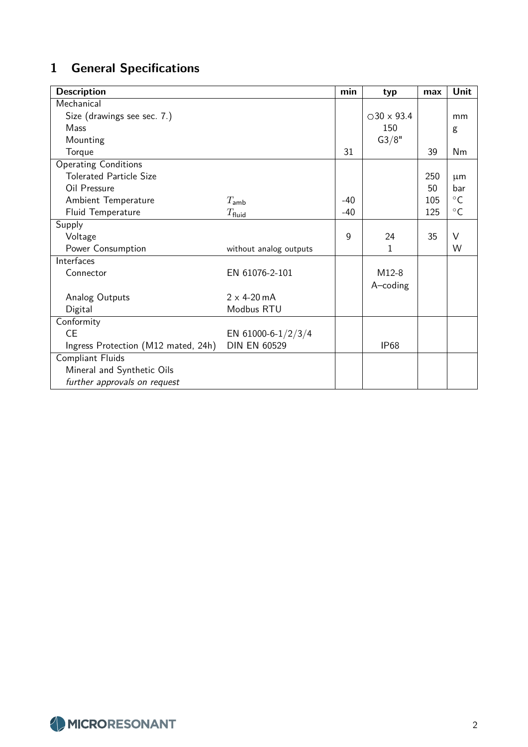# 1 General Specifications

| Description | | min | typ | max | Unit |
|---|---|---|---|---|---|
| Mechanical | | | | | |
| Size (drawings see sec. 7.) | | | ○30 x 93.4 | | mm |
| Mass | | | 150 | | g |
| Mounting | | | G3/8" | | |
| Torque | | 31 | | 39 | Nm |
| Operating Conditions | | | | | |
| Tolerated Particle Size | | | | 250 | μm |
| Oil Pressure | | | | 50 | bar |
| Ambient Temperature | $T_{\text{amb}}$ | -40 | | 105 | °C |
| Fluid Temperature | $T_{\text{fluid}}$ | -40 | | 125 | °C |
| Supply | | | | | |
| Voltage | | 9 | 24 | 35 | V |
| Power Consumption | without analog outputs | | 1 | | W |
| Interfaces | | | | | |
| Connector | EN 61076-2-101 | | M12-8 A–coding | | |
| Analog Outputs | 2 x 4-20 mA | | | | |
| Digital | Modbus RTU | | | | |
| Conformity | | | | | |
| CE | EN 61000-6-1/2/3/4 | | | | |
| Ingress Protection (M12 mated, 24h) | DIN EN 60529 | | IP68 | | |
| Compliant Fluids | | | | | |
| Mineral and Synthetic Oils | | | | | |
| *further approvals on request* | | | | | |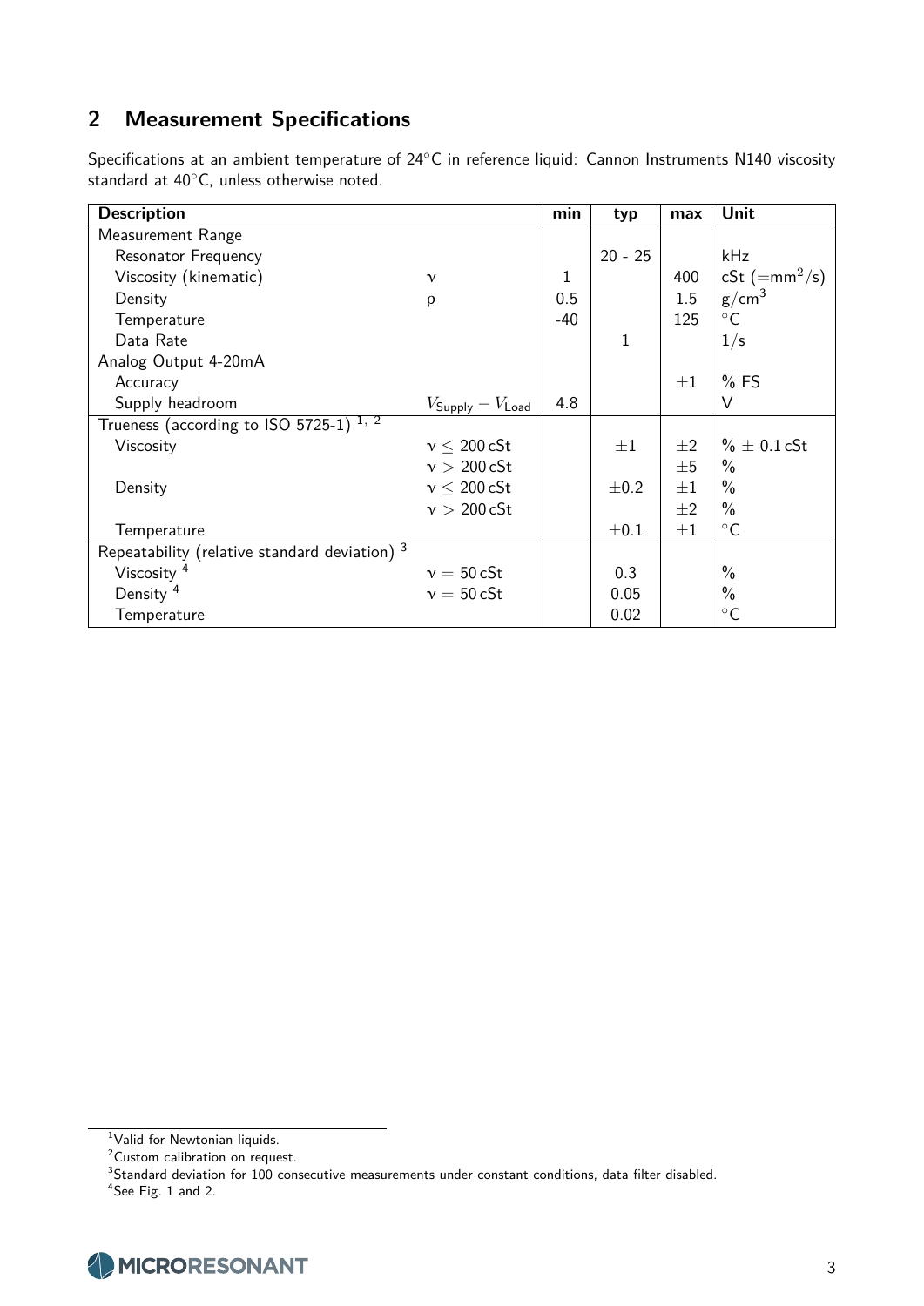## 2 Measurement Specifications

Specifications at an ambient temperature of 24°C in reference liquid: Cannon Instruments N140 viscosity standard at 40°C, unless otherwise noted.

| Description | | min | typ | max | Unit |
|---|---|---|---|---|---|
| Measurement Range | | | | | |
| Resonator Frequency | | | 20 - 25 | | kHz |
| Viscosity (kinematic) | $\nu$ | 1 | | 400 | cSt ($=\text{mm}^2/\text{s}$) |
| Density | $\rho$ | 0.5 | | 1.5 | $\text{g}/\text{cm}^3$ |
| Temperature | | -40 | | 125 | °C |
| Data Rate | | | 1 | | $1/\text{s}$ |
| Analog Output 4-20mA | | | | | |
| Accuracy | | | | $\pm 1$ | % FS |
| Supply headroom | $V_{\text{Supply}} - V_{\text{Load}}$ | 4.8 | | | V |
| Trueness (according to ISO 5725-1) [1, 2] | | | | | |
| Viscosity | $\nu \leq 200\,\text{cSt}$ | | $\pm 1$ | $\pm 2$ | % $\pm$ 0.1 cSt |
| | $\nu > 200\,\text{cSt}$ | | | $\pm 5$ | % |
| Density | $\nu \leq 200\,\text{cSt}$ | | $\pm 0.2$ | $\pm 1$ | % |
| | $\nu > 200\,\text{cSt}$ | | | $\pm 2$ | % |
| Temperature | | | $\pm 0.1$ | $\pm 1$ | °C |
| Repeatability (relative standard deviation) [3] | | | | | |
| Viscosity [4] | $\nu = 50\,\text{cSt}$ | | 0.3 | | % |
| Density [4] | $\nu = 50\,\text{cSt}$ | | 0.05 | | % |
| Temperature | | | 0.02 | | °C |

[1] Valid for Newtonian liquids.

[2] Custom calibration on request.

[3] Standard deviation for 100 consecutive measurements under constant conditions, data filter disabled.

[4] See Fig. 1 and 2.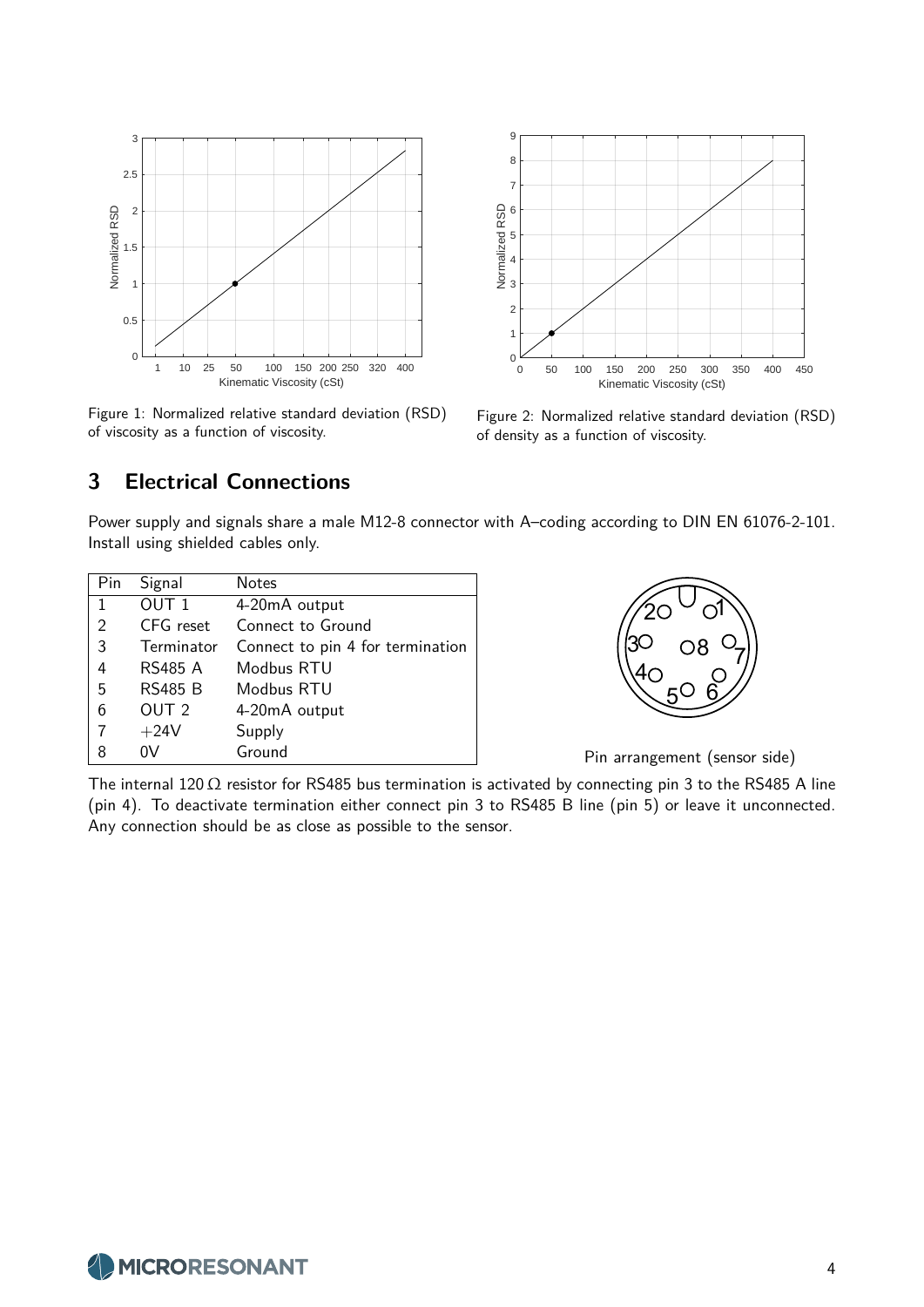Figure 1: Normalized relative standard deviation (RSD) of viscosity as a function of viscosity.

Figure 2: Normalized relative standard deviation (RSD) of density as a function of viscosity.

## 3 Electrical Connections

Power supply and signals share a male M12-8 connector with A–coding according to DIN EN 61076-2-101. Install using shielded cables only.

| Pin | Signal | Notes |
|---|---|---|
| 1 | OUT 1 | 4-20mA output |
| 2 | CFG reset | Connect to Ground |
| 3 | Terminator | Connect to pin 4 for termination |
| 4 | RS485 A | Modbus RTU |
| 5 | RS485 B | Modbus RTU |
| 6 | OUT 2 | 4-20mA output |
| 7 | +24V | Supply |
| 8 | 0V | Ground |

Pin arrangement (sensor side)

The internal 120 Ω resistor for RS485 bus termination is activated by connecting pin 3 to the RS485 A line (pin 4). To deactivate termination either connect pin 3 to RS485 B line (pin 5) or leave it unconnected. Any connection should be as close as possible to the sensor.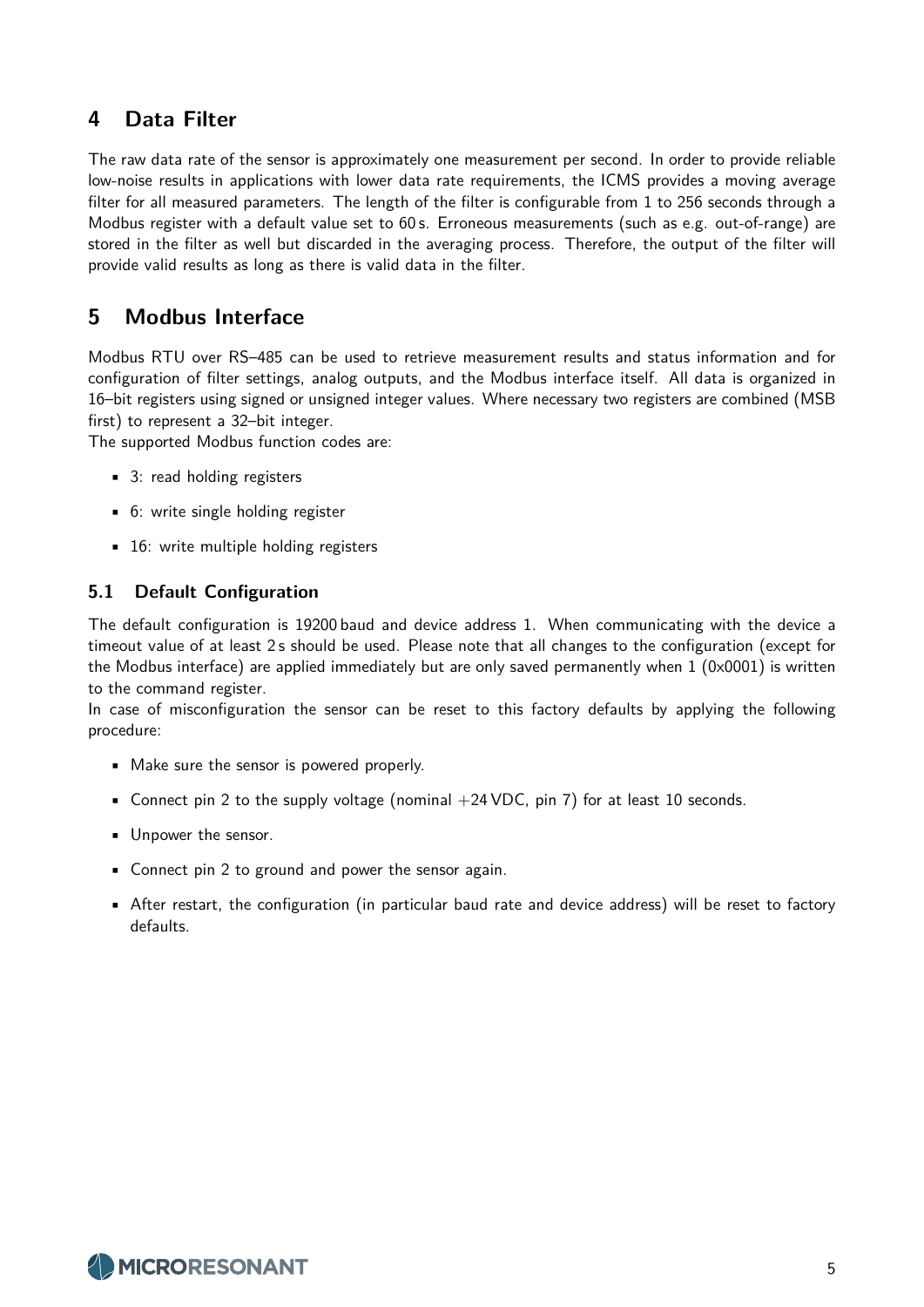## 4 Data Filter

The raw data rate of the sensor is approximately one measurement per second. In order to provide reliable low-noise results in applications with lower data rate requirements, the ICMS provides a moving average filter for all measured parameters. The length of the filter is configurable from 1 to 256 seconds through a Modbus register with a default value set to 60 s. Erroneous measurements (such as e.g. out-of-range) are stored in the filter as well but discarded in the averaging process. Therefore, the output of the filter will provide valid results as long as there is valid data in the filter.

## 5 Modbus Interface

Modbus RTU over RS–485 can be used to retrieve measurement results and status information and for configuration of filter settings, analog outputs, and the Modbus interface itself. All data is organized in 16–bit registers using signed or unsigned integer values. Where necessary two registers are combined (MSB first) to represent a 32–bit integer.
The supported Modbus function codes are:

- 3: read holding registers
- 6: write single holding register
- 16: write multiple holding registers

### 5.1 Default Configuration

The default configuration is 19200 baud and device address 1. When communicating with the device a timeout value of at least 2 s should be used. Please note that all changes to the configuration (except for the Modbus interface) are applied immediately but are only saved permanently when 1 (0x0001) is written to the command register.
In case of misconfiguration the sensor can be reset to this factory defaults by applying the following procedure:

- Make sure the sensor is powered properly.
- Connect pin 2 to the supply voltage (nominal +24 VDC, pin 7) for at least 10 seconds.
- Unpower the sensor.
- Connect pin 2 to ground and power the sensor again.
- After restart, the configuration (in particular baud rate and device address) will be reset to factory defaults.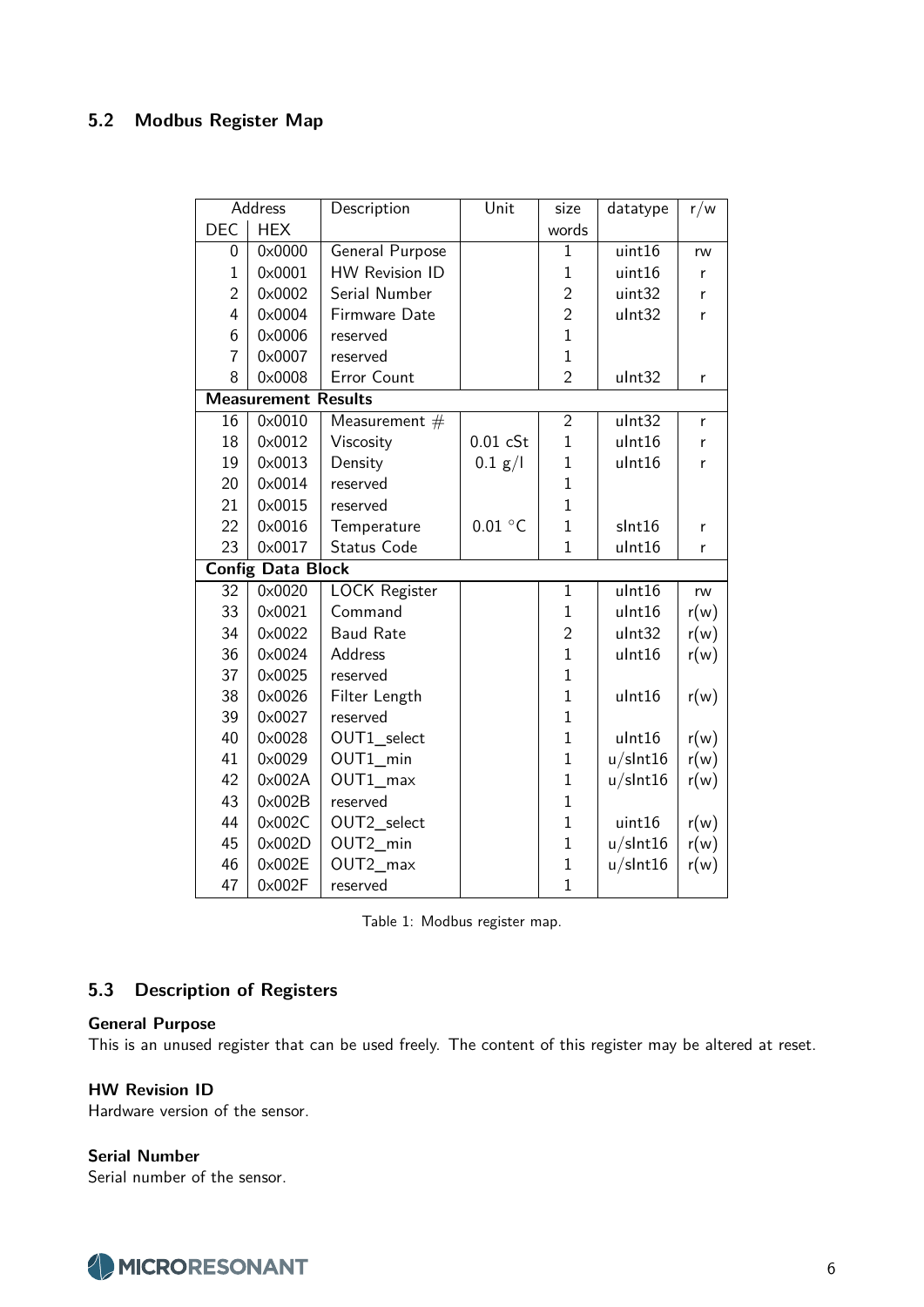## 5.2 Modbus Register Map

| Address | | Description | Unit | size | datatype | r/w |
|---|---|---|---|---|---|---|
| DEC | HEX | | | words | | |
| 0 | 0x0000 | General Purpose | | 1 | uint16 | rw |
| 1 | 0x0001 | HW Revision ID | | 1 | uint16 | r |
| 2 | 0x0002 | Serial Number | | 2 | uint32 | r |
| 4 | 0x0004 | Firmware Date | | 2 | uInt32 | r |
| 6 | 0x0006 | reserved | | 1 | | |
| 7 | 0x0007 | reserved | | 1 | | |
| 8 | 0x0008 | Error Count | | 2 | uInt32 | r |
| **Measurement Results** | | | | | | |
| 16 | 0x0010 | Measurement # | | 2 | uInt32 | r |
| 18 | 0x0012 | Viscosity | 0.01 cSt | 1 | uInt16 | r |
| 19 | 0x0013 | Density | 0.1 g/l | 1 | uInt16 | r |
| 20 | 0x0014 | reserved | | 1 | | |
| 21 | 0x0015 | reserved | | 1 | | |
| 22 | 0x0016 | Temperature | 0.01 °C | 1 | sInt16 | r |
| 23 | 0x0017 | Status Code | | 1 | uInt16 | r |
| **Config Data Block** | | | | | | |
| 32 | 0x0020 | LOCK Register | | 1 | uInt16 | rw |
| 33 | 0x0021 | Command | | 1 | uInt16 | r(w) |
| 34 | 0x0022 | Baud Rate | | 2 | uInt32 | r(w) |
| 36 | 0x0024 | Address | | 1 | uInt16 | r(w) |
| 37 | 0x0025 | reserved | | 1 | | |
| 38 | 0x0026 | Filter Length | | 1 | uInt16 | r(w) |
| 39 | 0x0027 | reserved | | 1 | | |
| 40 | 0x0028 | OUT1_select | | 1 | uInt16 | r(w) |
| 41 | 0x0029 | OUT1_min | | 1 | u/sInt16 | r(w) |
| 42 | 0x002A | OUT1_max | | 1 | u/sInt16 | r(w) |
| 43 | 0x002B | reserved | | 1 | | |
| 44 | 0x002C | OUT2_select | | 1 | uint16 | r(w) |
| 45 | 0x002D | OUT2_min | | 1 | u/sInt16 | r(w) |
| 46 | 0x002E | OUT2_max | | 1 | u/sInt16 | r(w) |
| 47 | 0x002F | reserved | | 1 | | |

Table 1: Modbus register map.

## 5.3 Description of Registers

**General Purpose**
This is an unused register that can be used freely. The content of this register may be altered at reset.

**HW Revision ID**
Hardware version of the sensor.

**Serial Number**
Serial number of the sensor.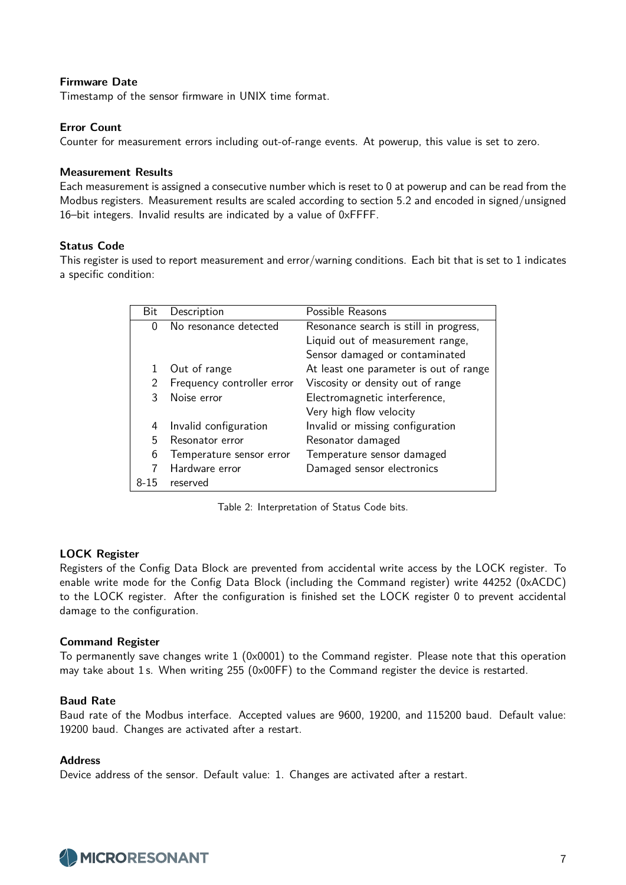**Firmware Date**
Timestamp of the sensor firmware in UNIX time format.

**Error Count**
Counter for measurement errors including out-of-range events. At powerup, this value is set to zero.

**Measurement Results**
Each measurement is assigned a consecutive number which is reset to 0 at powerup and can be read from the Modbus registers. Measurement results are scaled according to section 5.2 and encoded in signed/unsigned 16–bit integers. Invalid results are indicated by a value of 0xFFFF.

**Status Code**
This register is used to report measurement and error/warning conditions. Each bit that is set to 1 indicates a specific condition:

| Bit | Description | Possible Reasons |
|---|---|---|
| 0 | No resonance detected | Resonance search is still in progress, Liquid out of measurement range, Sensor damaged or contaminated |
| 1 | Out of range | At least one parameter is out of range |
| 2 | Frequency controller error | Viscosity or density out of range |
| 3 | Noise error | Electromagnetic interference, Very high flow velocity |
| 4 | Invalid configuration | Invalid or missing configuration |
| 5 | Resonator error | Resonator damaged |
| 6 | Temperature sensor error | Temperature sensor damaged |
| 7 | Hardware error | Damaged sensor electronics |
| 8-15 | reserved | |

Table 2: Interpretation of Status Code bits.

**LOCK Register**
Registers of the Config Data Block are prevented from accidental write access by the LOCK register. To enable write mode for the Config Data Block (including the Command register) write 44252 (0xACDC) to the LOCK register. After the configuration is finished set the LOCK register 0 to prevent accidental damage to the configuration.

**Command Register**
To permanently save changes write 1 (0x0001) to the Command register. Please note that this operation may take about 1 s. When writing 255 (0x00FF) to the Command register the device is restarted.

**Baud Rate**
Baud rate of the Modbus interface. Accepted values are 9600, 19200, and 115200 baud. Default value: 19200 baud. Changes are activated after a restart.

**Address**
Device address of the sensor. Default value: 1. Changes are activated after a restart.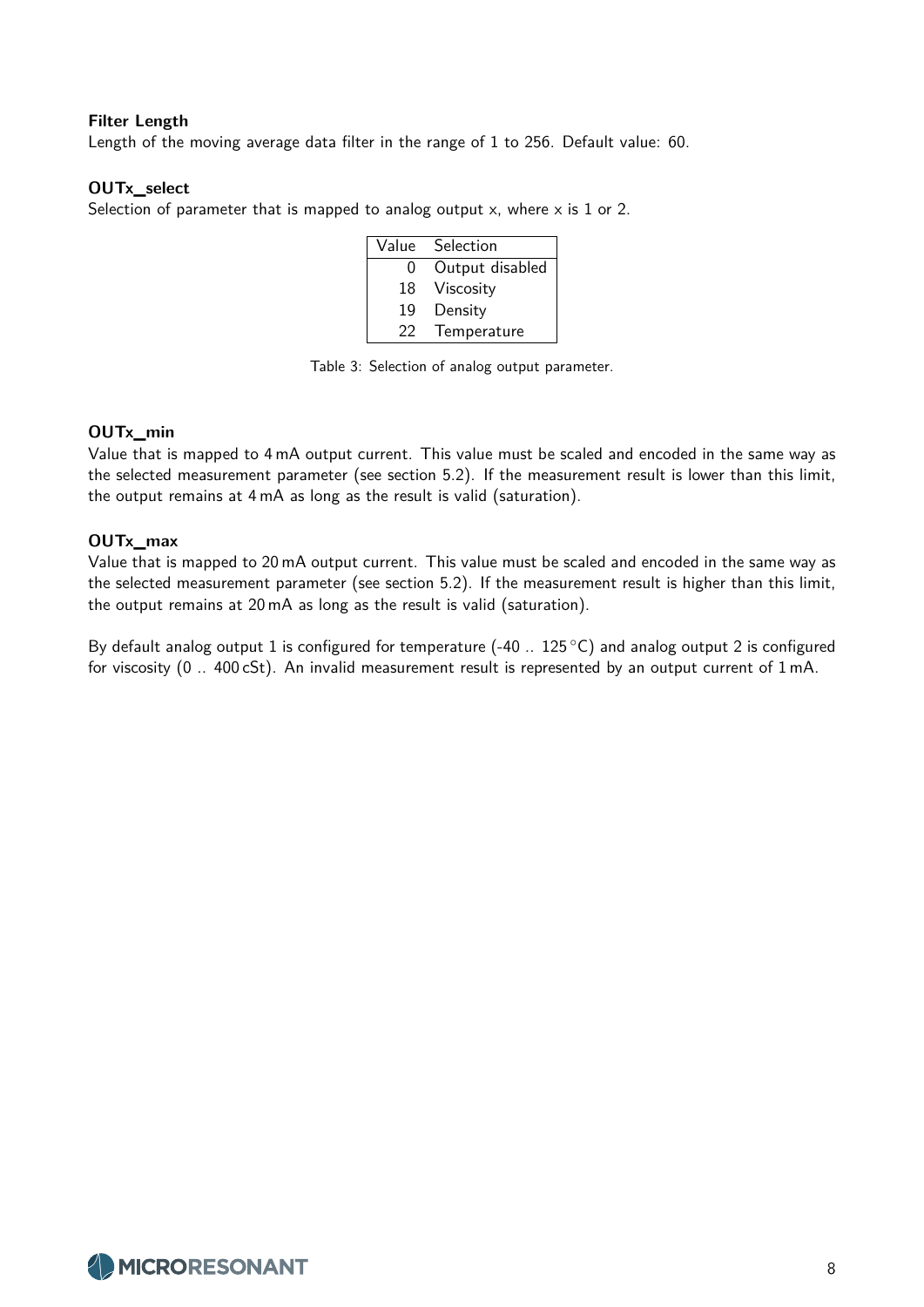**Filter Length**

Length of the moving average data filter in the range of 1 to 256. Default value: 60.

**OUTx_select**

Selection of parameter that is mapped to analog output x, where x is 1 or 2.

| Value | Selection |
|---|---|
| 0 | Output disabled |
| 18 | Viscosity |
| 19 | Density |
| 22 | Temperature |

Table 3: Selection of analog output parameter.

**OUTx_min**

Value that is mapped to 4 mA output current. This value must be scaled and encoded in the same way as the selected measurement parameter (see section 5.2). If the measurement result is lower than this limit, the output remains at 4 mA as long as the result is valid (saturation).

**OUTx_max**

Value that is mapped to 20 mA output current. This value must be scaled and encoded in the same way as the selected measurement parameter (see section 5.2). If the measurement result is higher than this limit, the output remains at 20 mA as long as the result is valid (saturation).

By default analog output 1 is configured for temperature (-40 .. 125 °C) and analog output 2 is configured for viscosity (0 .. 400 cSt). An invalid measurement result is represented by an output current of 1 mA.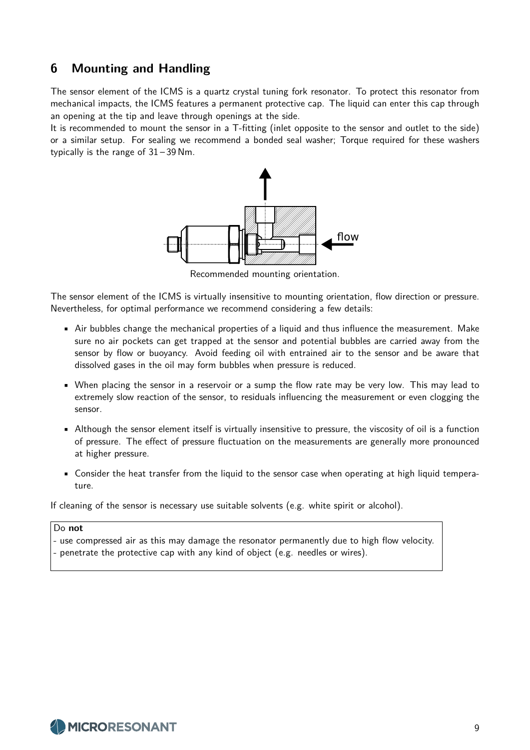## 6 Mounting and Handling

The sensor element of the ICMS is a quartz crystal tuning fork resonator. To protect this resonator from mechanical impacts, the ICMS features a permanent protective cap. The liquid can enter this cap through an opening at the tip and leave through openings at the side.

It is recommended to mount the sensor in a T-fitting (inlet opposite to the sensor and outlet to the side) or a similar setup. For sealing we recommend a bonded seal washer; Torque required for these washers typically is the range of 31 – 39 Nm.

Recommended mounting orientation.

The sensor element of the ICMS is virtually insensitive to mounting orientation, flow direction or pressure. Nevertheless, for optimal performance we recommend considering a few details:

- Air bubbles change the mechanical properties of a liquid and thus influence the measurement. Make sure no air pockets can get trapped at the sensor and potential bubbles are carried away from the sensor by flow or buoyancy. Avoid feeding oil with entrained air to the sensor and be aware that dissolved gases in the oil may form bubbles when pressure is reduced.
- When placing the sensor in a reservoir or a sump the flow rate may be very low. This may lead to extremely slow reaction of the sensor, to residuals influencing the measurement or even clogging the sensor.
- Although the sensor element itself is virtually insensitive to pressure, the viscosity of oil is a function of pressure. The effect of pressure fluctuation on the measurements are generally more pronounced at higher pressure.
- Consider the heat transfer from the liquid to the sensor case when operating at high liquid temperature.

If cleaning of the sensor is necessary use suitable solvents (e.g. white spirit or alcohol).

Do **not**
- use compressed air as this may damage the resonator permanently due to high flow velocity.
- penetrate the protective cap with any kind of object (e.g. needles or wires).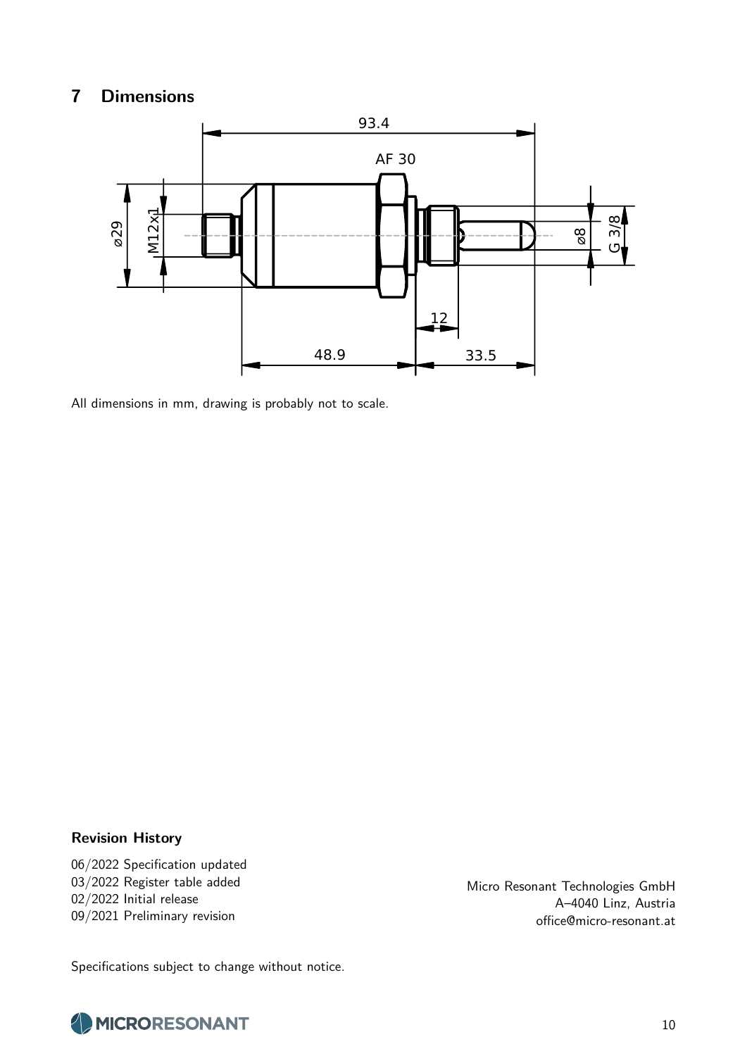## 7 Dimensions

93.4

AF 30

ø29

M12x1

ø8

G 3/8

12

48.9

33.5

All dimensions in mm, drawing is probably not to scale.

### Revision History

06/2022 Specification updated
03/2022 Register table added
02/2022 Initial release
09/2021 Preliminary revision

Micro Resonant Technologies GmbH
A–4040 Linz, Austria
office@micro-resonant.at

Specifications subject to change without notice.